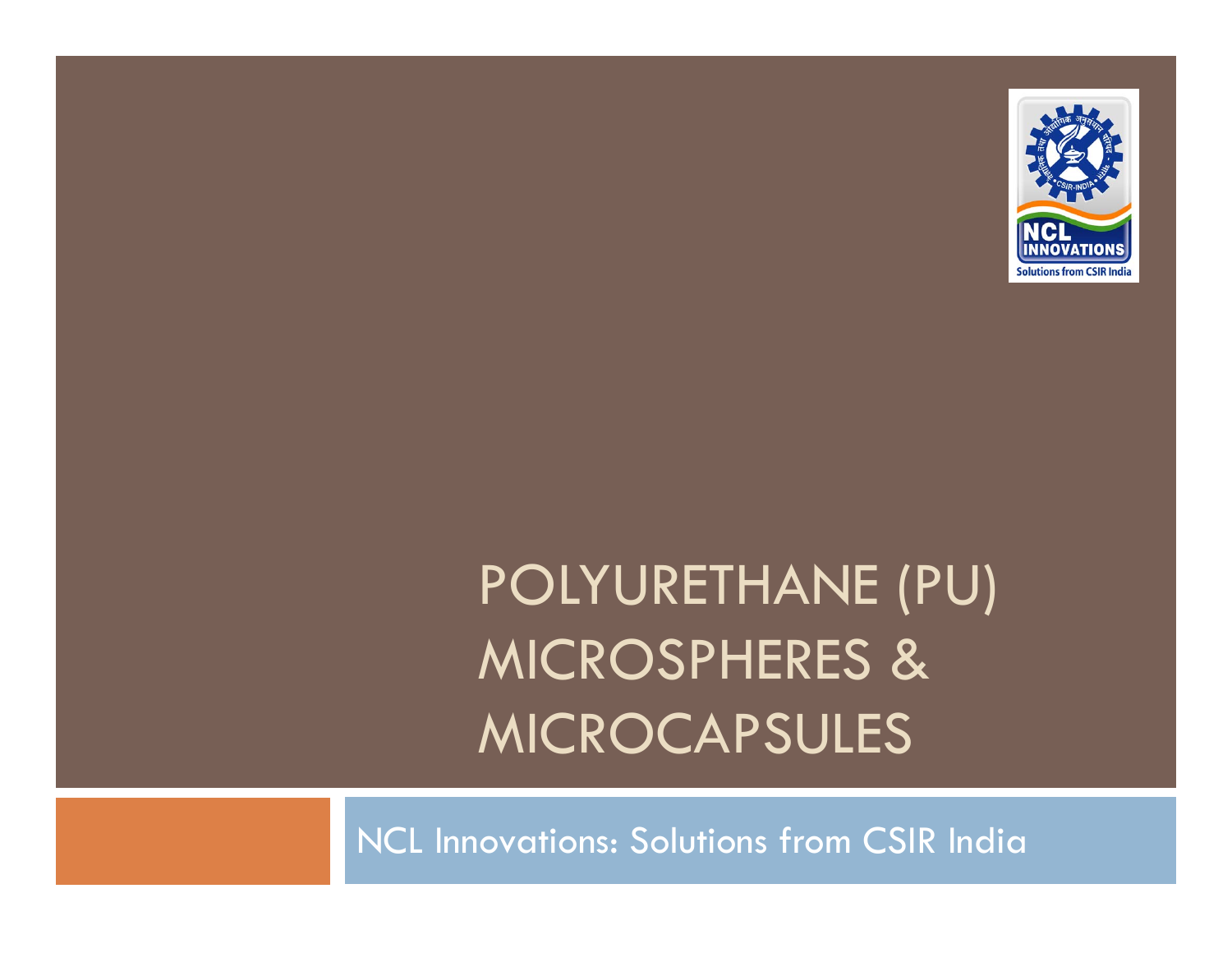# POLYURETHANE (PU) MICROSPHERES & MICROCAPSULES

NCL Innovations: Solutions from CSIR India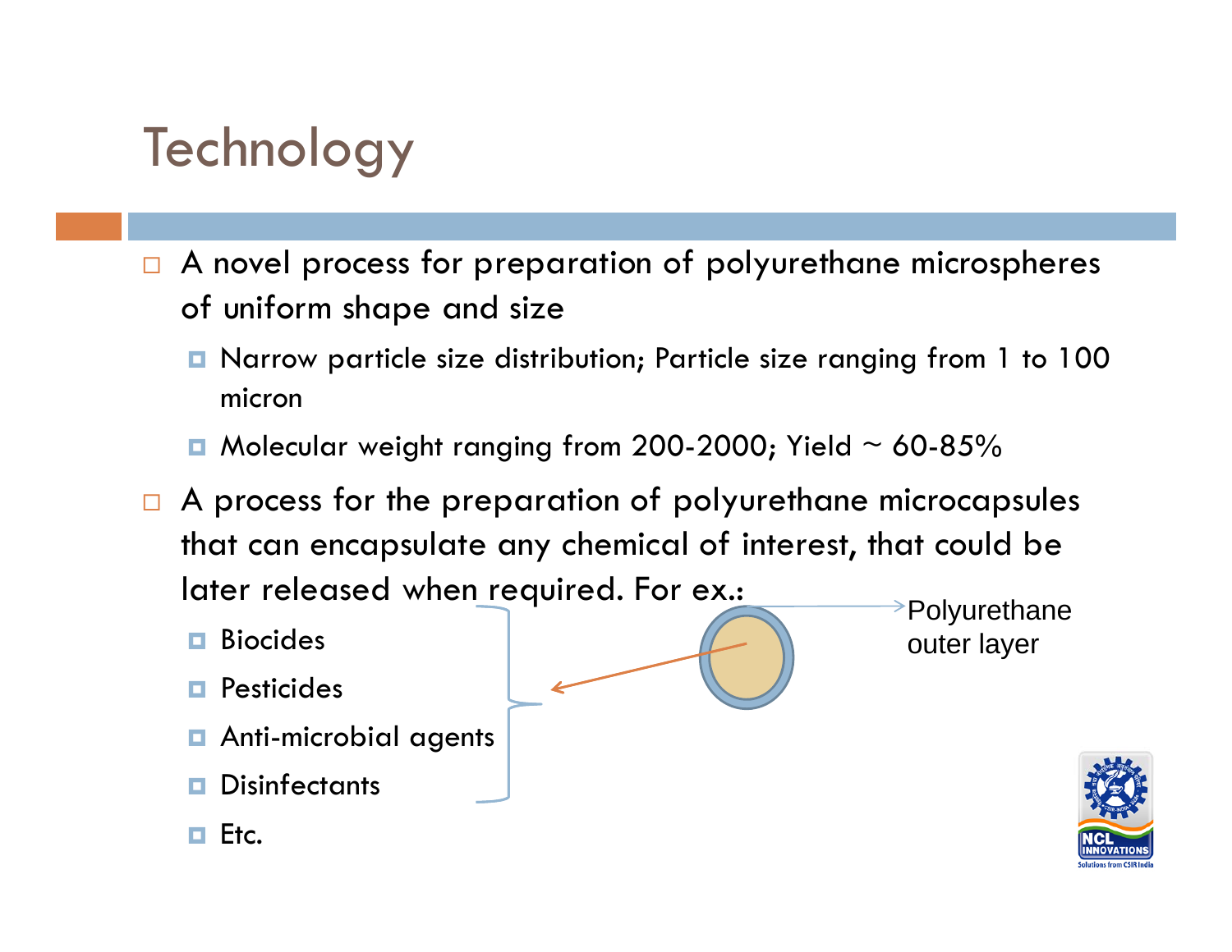# Technology

- A novel process for preparation of polyurethane microspheres of uniform shape and size
  - Narrow particle size distribution; Particle size ranging from 1 to 100 micron
  - Molecular weight ranging from 200-2000; Yield ~ 60-85%
- A process for the preparation of polyurethane microcapsules that can encapsulate any chemical of interest, that could be later released when required. For ex.:
  - Biocides
  - Pesticides
  - Anti-microbial agents
  - Disinfectants
  - Etc.

Polyurethane outer layer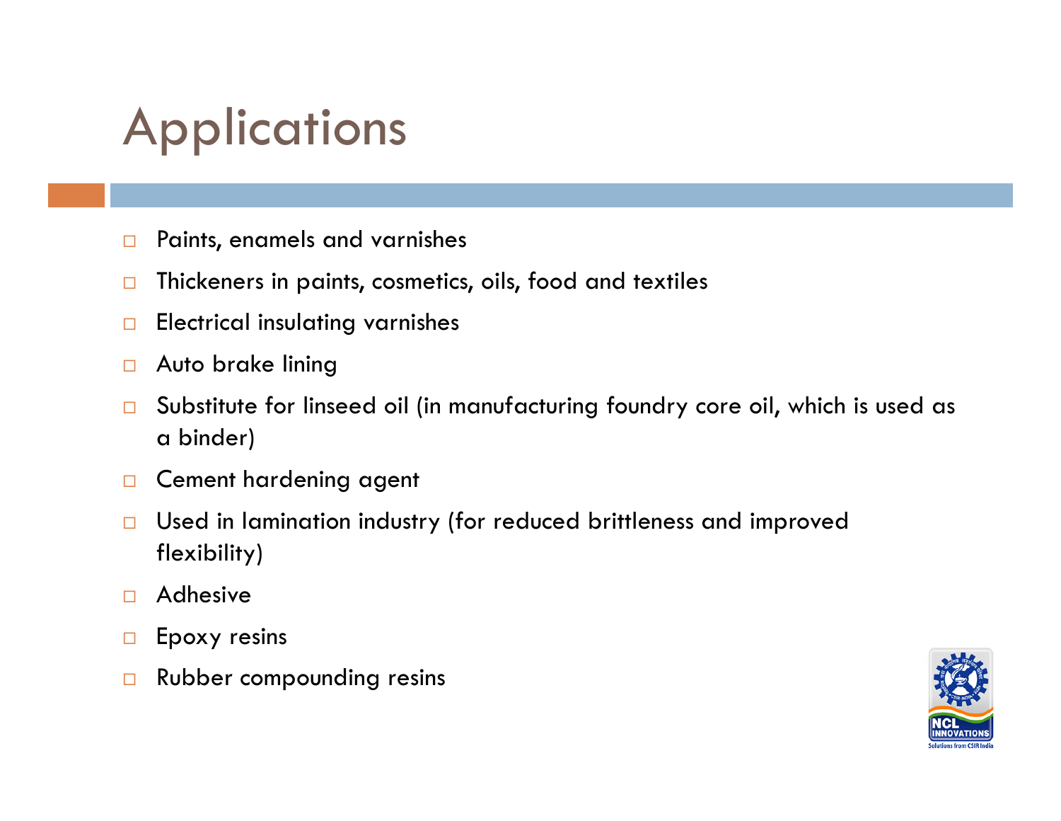# Applications

- Paints, enamels and varnishes
- Thickeners in paints, cosmetics, oils, food and textiles
- Electrical insulating varnishes
- Auto brake lining
- Substitute for linseed oil (in manufacturing foundry core oil, which is used as a binder)
- Cement hardening agent
- Used in lamination industry (for reduced brittleness and improved flexibility)
- Adhesive
- Epoxy resins
- Rubber compounding resins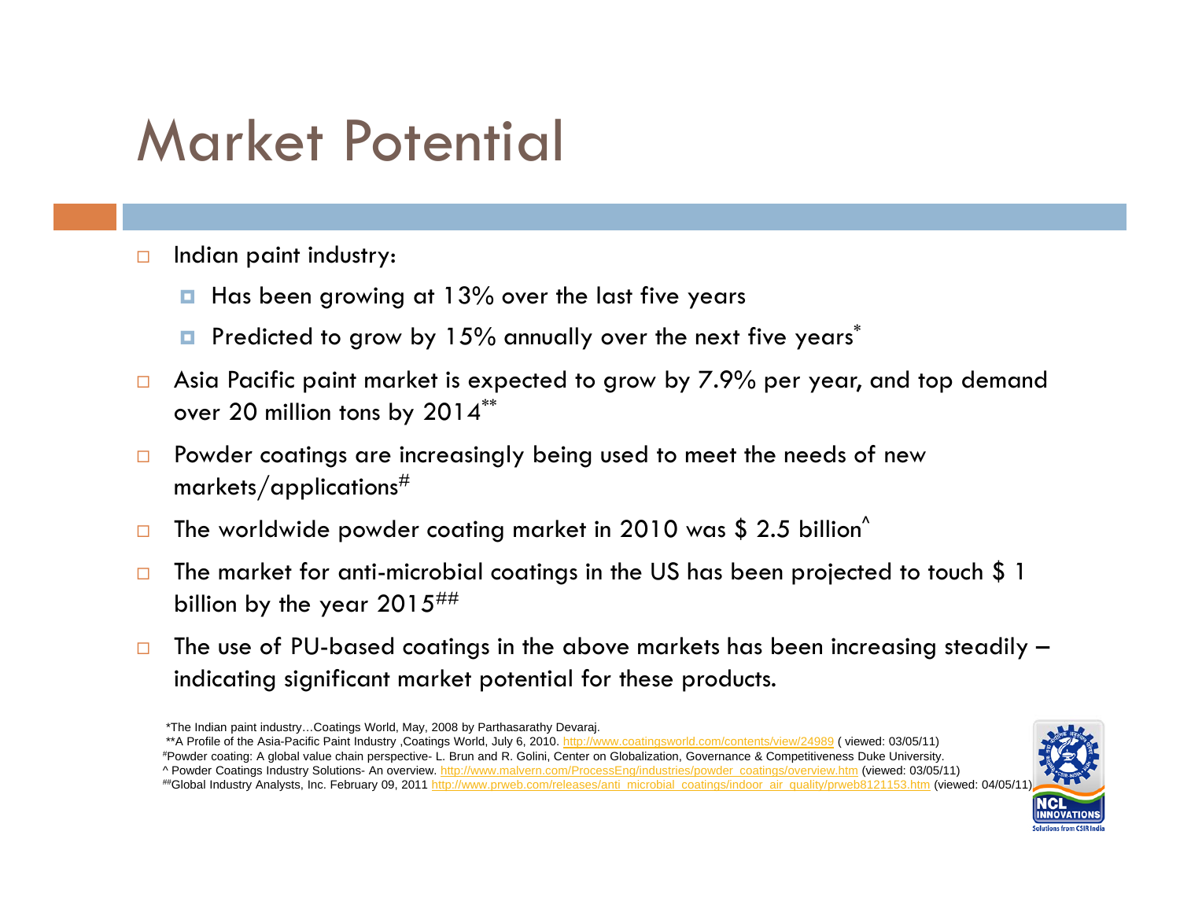# Market Potential

- Indian paint industry:
  - Has been growing at 13% over the last five years
  - Predicted to grow by 15% annually over the next five years*
- Asia Pacific paint market is expected to grow by 7.9% per year, and top demand over 20 million tons by 2014**
- Powder coatings are increasingly being used to meet the needs of new markets/applications#
- The worldwide powder coating market in 2010 was $ 2.5 billion^
- The market for anti-microbial coatings in the US has been projected to touch $ 1 billion by the year 2015##
- The use of PU-based coatings in the above markets has been increasing steadily – indicating significant market potential for these products.

*The Indian paint industry…Coatings World, May, 2008 by Parthasarathy Devaraj.

**A Profile of the Asia-Pacific Paint Industry ,Coatings World, July 6, 2010. http://www.coatingsworld.com/contents/view/24989 ( viewed: 03/05/11)

#Powder coating: A global value chain perspective- L. Brun and R. Golini, Center on Globalization, Governance & Competitiveness Duke University.

^ Powder Coatings Industry Solutions- An overview. http://www.malvern.com/ProcessEng/industries/powder_coatings/overview.htm (viewed: 03/05/11)

##Global Industry Analysts, Inc. February 09, 2011 http://www.prweb.com/releases/anti_microbial_coatings/indoor_air_quality/prweb8121153.htm (viewed: 04/05/11)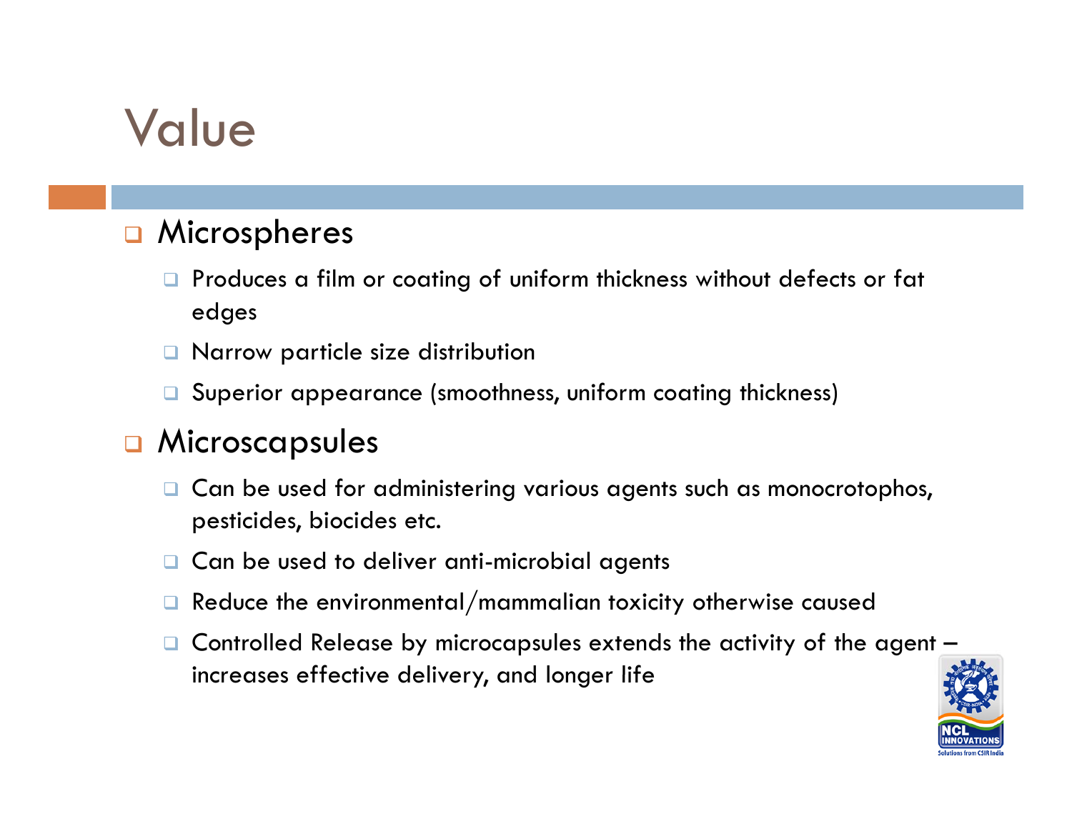# Value

- Microspheres
  - Produces a film or coating of uniform thickness without defects or fat edges
  - Narrow particle size distribution
  - Superior appearance (smoothness, uniform coating thickness)
- Microscapsules
  - Can be used for administering various agents such as monocrotophos, pesticides, biocides etc.
  - Can be used to deliver anti-microbial agents
  - Reduce the environmental/mammalian toxicity otherwise caused
  - Controlled Release by microcapsules extends the activity of the agent – increases effective delivery, and longer life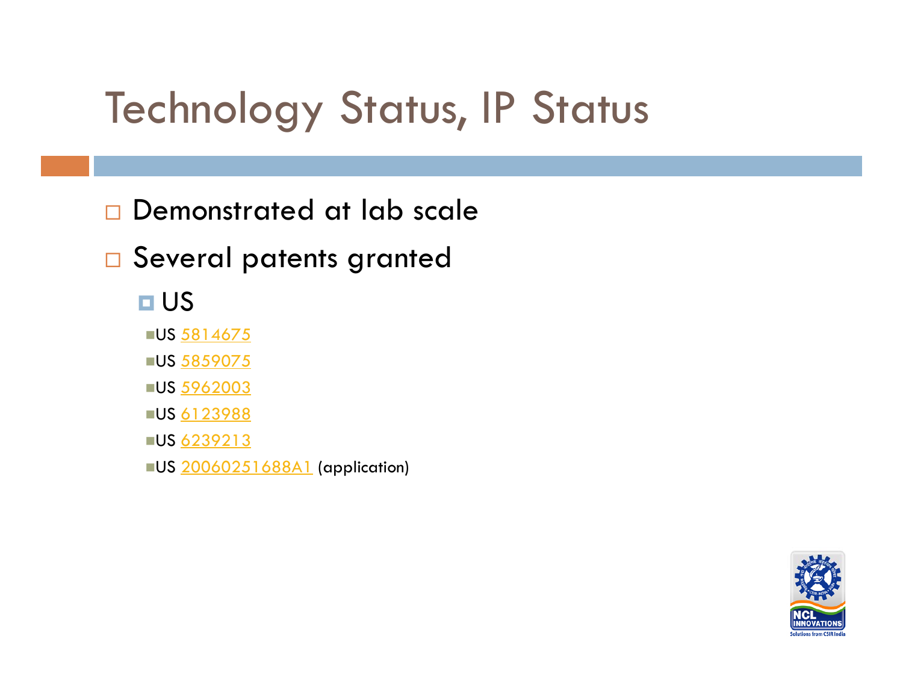# Technology Status, IP Status

- Demonstrated at lab scale
- Several patents granted
  - US
    - US 5814675
    - US 5859075
    - US 5962003
    - US 6123988
    - US 6239213
    - US 20060251688A1 (application)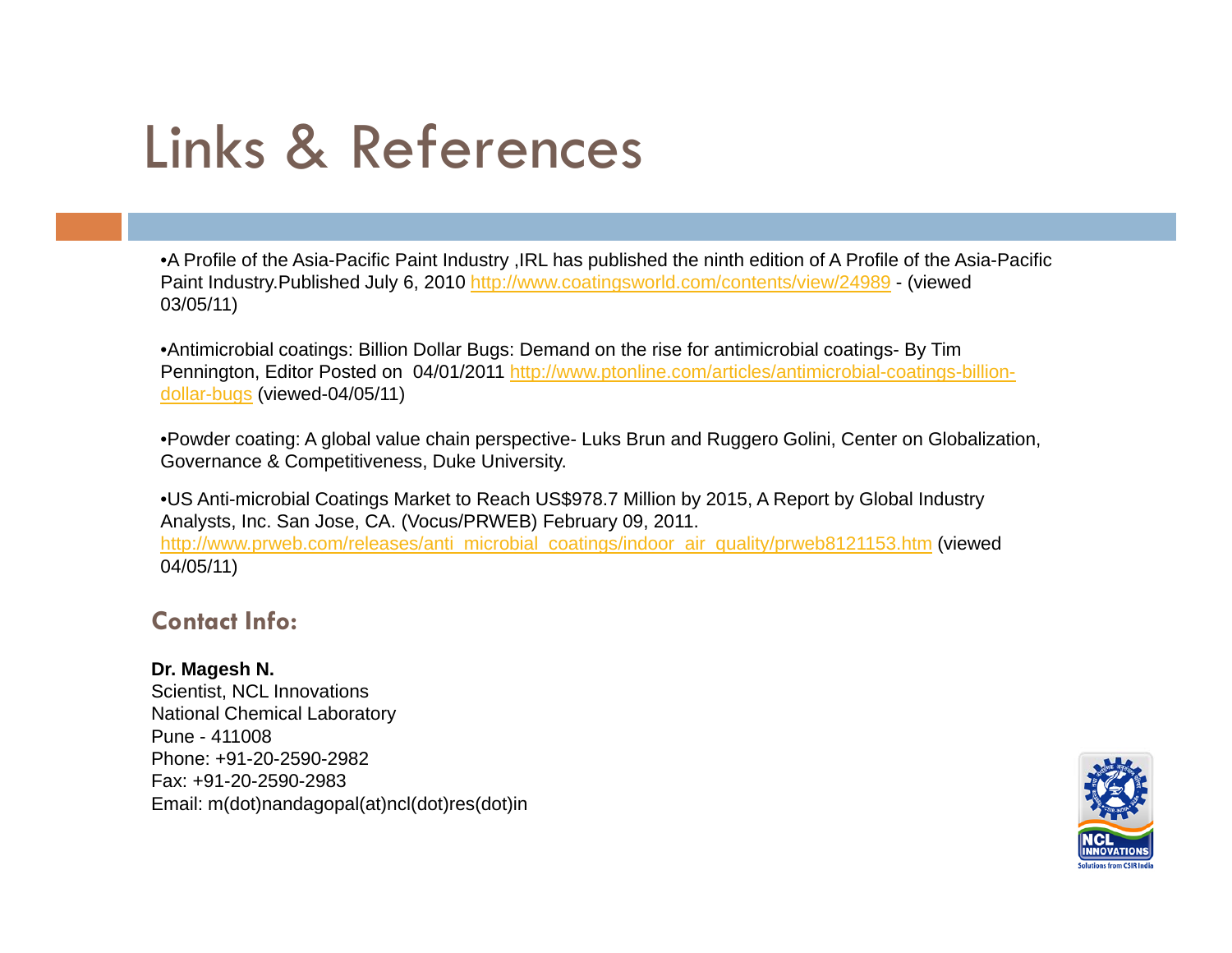# Links & References

- A Profile of the Asia-Pacific Paint Industry ,IRL has published the ninth edition of A Profile of the Asia-Pacific Paint Industry.Published July 6, 2010 http://www.coatingsworld.com/contents/view/24989 - (viewed 03/05/11)

- Antimicrobial coatings: Billion Dollar Bugs: Demand on the rise for antimicrobial coatings- By Tim Pennington, Editor Posted on 04/01/2011 http://www.ptonline.com/articles/antimicrobial-coatings-billion-dollar-bugs (viewed-04/05/11)

- Powder coating: A global value chain perspective- Luks Brun and Ruggero Golini, Center on Globalization, Governance & Competitiveness, Duke University.

- US Anti-microbial Coatings Market to Reach US$978.7 Million by 2015, A Report by Global Industry Analysts, Inc. San Jose, CA. (Vocus/PRWEB) February 09, 2011. http://www.prweb.com/releases/anti_microbial_coatings/indoor_air_quality/prweb8121153.htm (viewed 04/05/11)

## Contact Info:

**Dr. Magesh N.**
Scientist, NCL Innovations
National Chemical Laboratory
Pune - 411008
Phone: +91-20-2590-2982
Fax: +91-20-2590-2983
Email: m(dot)nandagopal(at)ncl(dot)res(dot)in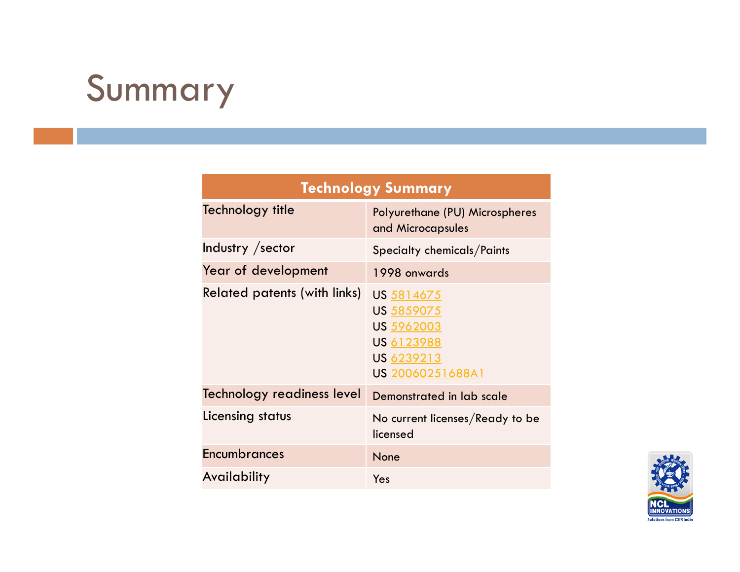# Summary

| Technology Summary | |
|---|---|
| Technology title | Polyurethane (PU) Microspheres and Microcapsules |
| Industry /sector | Specialty chemicals/Paints |
| Year of development | 1998 onwards |
| Related patents (with links) | US 5814675<br>US 5859075<br>US 5962003<br>US 6123988<br>US 6239213<br>US 20060251688A1 |
| Technology readiness level | Demonstrated in lab scale |
| Licensing status | No current licenses/Ready to be licensed |
| Encumbrances | None |
| Availability | Yes |